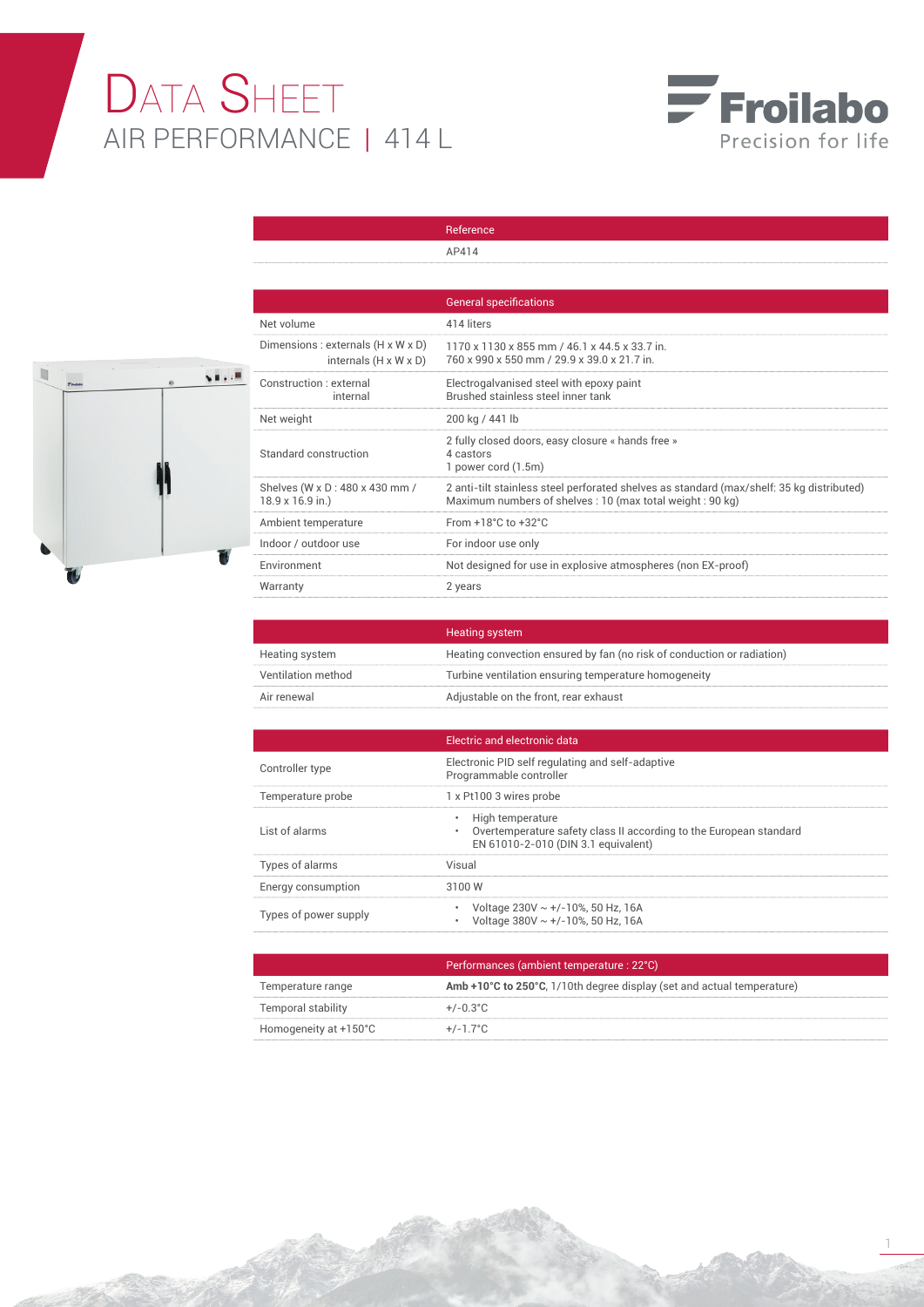# DATA SHEET

## AIR PERFORMANCE | 414 L

Froilabo
Precision for life

| | Reference |
|---|---|
| | AP414 |

| | General specifications |
|---|---|
| Net volume | 414 liters |
| Dimensions : externals (H x W x D)<br>internals (H x W x D) | 1170 x 1130 x 855 mm / 46.1 x 44.5 x 33.7 in.<br>760 x 990 x 550 mm / 29.9 x 39.0 x 21.7 in. |
| Construction : external<br>internal | Electrogalvanised steel with epoxy paint<br>Brushed stainless steel inner tank |
| Net weight | 200 kg / 441 lb |
| Standard construction | 2 fully closed doors, easy closure « hands free »<br>4 castors<br>1 power cord (1.5m) |
| Shelves (W x D : 480 x 430 mm / 18.9 x 16.9 in.) | 2 anti-tilt stainless steel perforated shelves as standard (max/shelf: 35 kg distributed)<br>Maximum numbers of shelves : 10 (max total weight : 90 kg) |
| Ambient temperature | From +18°C to +32°C |
| Indoor / outdoor use | For indoor use only |
| Environment | Not designed for use in explosive atmospheres (non EX-proof) |
| Warranty | 2 years |

| | Heating system |
|---|---|
| Heating system | Heating convection ensured by fan (no risk of conduction or radiation) |
| Ventilation method | Turbine ventilation ensuring temperature homogeneity |
| Air renewal | Adjustable on the front, rear exhaust |

| | Electric and electronic data |
|---|---|
| Controller type | Electronic PID self regulating and self-adaptive<br>Programmable controller |
| Temperature probe | 1 x Pt100 3 wires probe |
| List of alarms | • High temperature<br>• Overtemperature safety class II according to the European standard EN 61010-2-010 (DIN 3.1 equivalent) |
| Types of alarms | Visual |
| Energy consumption | 3100 W |
| Types of power supply | • Voltage 230V ~ +/-10%, 50 Hz, 16A<br>• Voltage 380V ~ +/-10%, 50 Hz, 16A |

| | Performances (ambient temperature : 22°C) |
|---|---|
| Temperature range | **Amb +10°C to 250°C**, 1/10th degree display (set and actual temperature) |
| Temporal stability | +/-0.3°C |
| Homogeneity at +150°C | +/-1.7°C |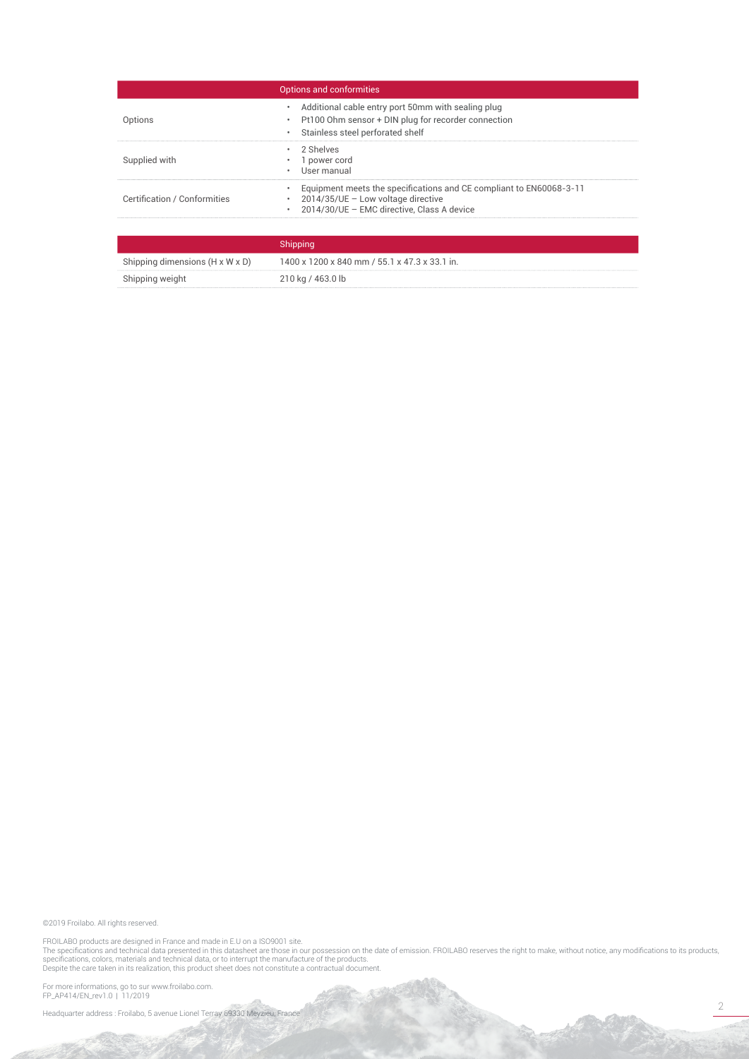| | Options and conformities |
|---|---|
| Options | • Additional cable entry port 50mm with sealing plug<br>• Pt100 Ohm sensor + DIN plug for recorder connection<br>• Stainless steel perforated shelf |
| Supplied with | • 2 Shelves<br>• 1 power cord<br>• User manual |
| Certification / Conformities | • Equipment meets the specifications and CE compliant to EN60068-3-11<br>• 2014/35/UE – Low voltage directive<br>• 2014/30/UE – EMC directive, Class A device |

| | Shipping |
|---|---|
| Shipping dimensions (H x W x D) | 1400 x 1200 x 840 mm / 55.1 x 47.3 x 33.1 in. |
| Shipping weight | 210 kg / 463.0 lb |

©2019 Froilabo. All rights reserved.

FROILABO products are designed in France and made in E.U on a ISO9001 site.
The specifications and technical data presented in this datasheet are those in our possession on the date of emission. FROILABO reserves the right to make, without notice, any modifications to its products, specifications, colors, materials and technical data, or to interrupt the manufacture of the products.
Despite the care taken in its realization, this product sheet does not constitute a contractual document.

For more informations, go to sur www.froilabo.com.
FP_AP414/EN_rev1.0 | 11/2019

Headquarter address : Froilabo, 5 avenue Lionel Terray 69330 Meyzieu, France